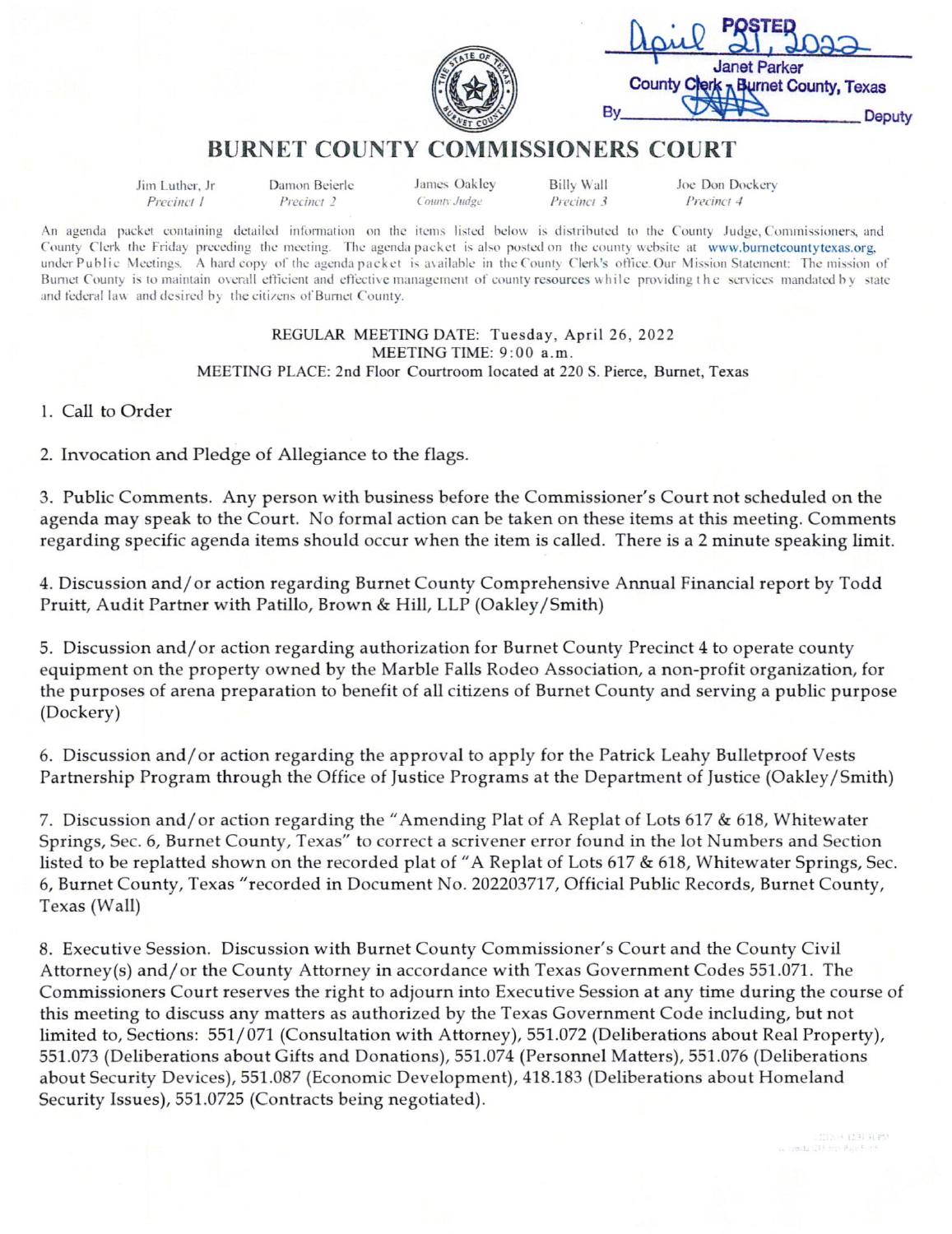POSTED
April 21, 2022
Janet Parker
County Clerk - Burnet County, Texas
By ______ Deputy

# BURNET COUNTY COMMISSIONERS COURT

| Jim Luther, Jr | Damon Beierle | James Oakley | Billy Wall | Joe Don Dockery |
|---|---|---|---|---|
| *Precinct 1* | *Precinct 2* | *County Judge* | *Precinct 3* | *Precinct 4* |

An agenda packet containing detailed information on the items listed below is distributed to the County Judge, Commissioners, and County Clerk the Friday preceding the meeting. The agenda packet is also posted on the county website at www.burnetcountytexas.org, under Public Meetings. A hard copy of the agenda packet is available in the County Clerk's office. Our Mission Statement: The mission of Burnet County is to maintain overall efficient and effective management of county resources while providing the services mandated by state and federal law and desired by the citizens of Burnet County.

REGULAR MEETING DATE: Tuesday, April 26, 2022
MEETING TIME: 9:00 a.m.
MEETING PLACE: 2nd Floor Courtroom located at 220 S. Pierce, Burnet, Texas

1. Call to Order

2. Invocation and Pledge of Allegiance to the flags.

3. Public Comments. Any person with business before the Commissioner's Court not scheduled on the agenda may speak to the Court. No formal action can be taken on these items at this meeting. Comments regarding specific agenda items should occur when the item is called. There is a 2 minute speaking limit.

4. Discussion and/or action regarding Burnet County Comprehensive Annual Financial report by Todd Pruitt, Audit Partner with Patillo, Brown & Hill, LLP (Oakley/Smith)

5. Discussion and/or action regarding authorization for Burnet County Precinct 4 to operate county equipment on the property owned by the Marble Falls Rodeo Association, a non-profit organization, for the purposes of arena preparation to benefit of all citizens of Burnet County and serving a public purpose (Dockery)

6. Discussion and/or action regarding the approval to apply for the Patrick Leahy Bulletproof Vests Partnership Program through the Office of Justice Programs at the Department of Justice (Oakley/Smith)

7. Discussion and/or action regarding the "Amending Plat of A Replat of Lots 617 & 618, Whitewater Springs, Sec. 6, Burnet County, Texas" to correct a scrivener error found in the lot Numbers and Section listed to be replatted shown on the recorded plat of "A Replat of Lots 617 & 618, Whitewater Springs, Sec. 6, Burnet County, Texas "recorded in Document No. 202203717, Official Public Records, Burnet County, Texas (Wall)

8. Executive Session. Discussion with Burnet County Commissioner's Court and the County Civil Attorney(s) and/or the County Attorney in accordance with Texas Government Codes 551.071. The Commissioners Court reserves the right to adjourn into Executive Session at any time during the course of this meeting to discuss any matters as authorized by the Texas Government Code including, but not limited to, Sections: 551/071 (Consultation with Attorney), 551.072 (Deliberations about Real Property), 551.073 (Deliberations about Gifts and Donations), 551.074 (Personnel Matters), 551.076 (Deliberations about Security Devices), 551.087 (Economic Development), 418.183 (Deliberations about Homeland Security Issues), 551.0725 (Contracts being negotiated).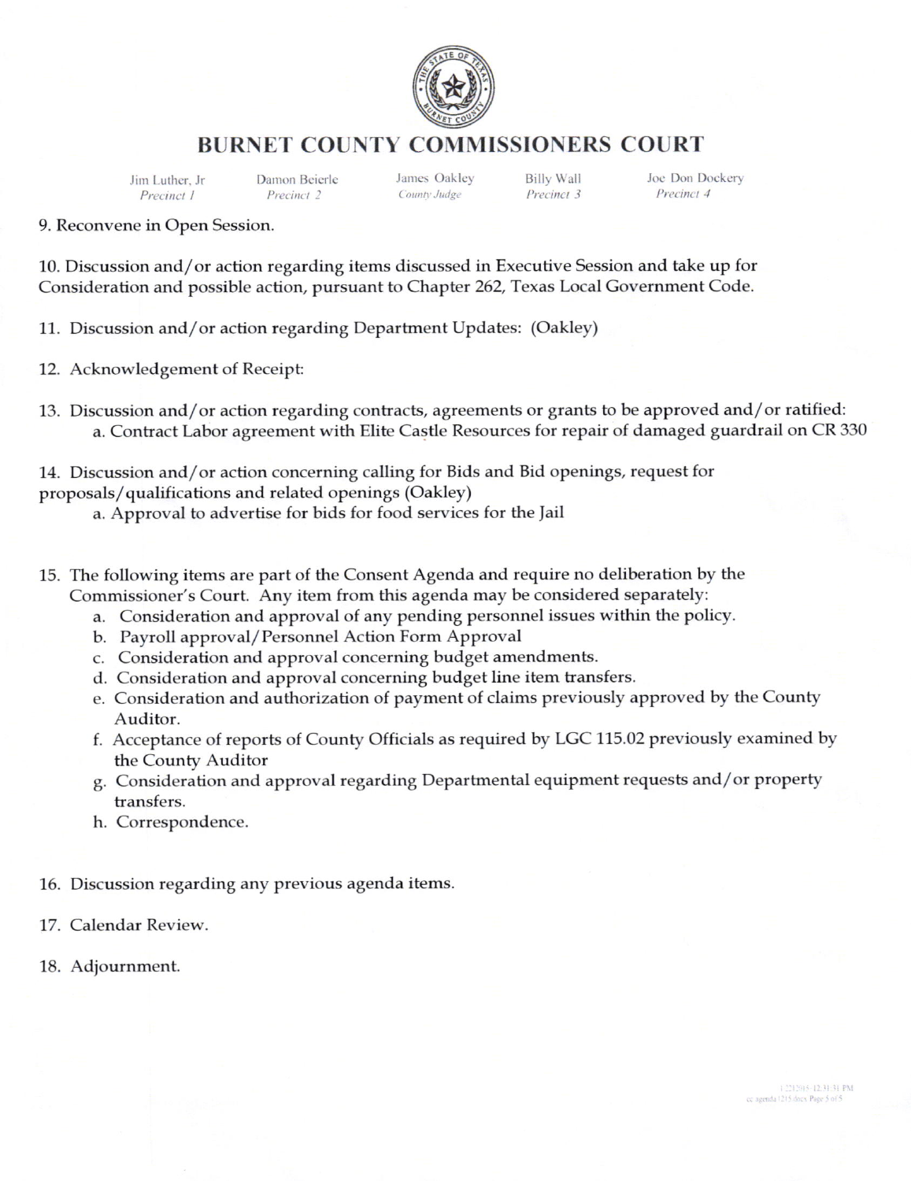# BURNET COUNTY COMMISSIONERS COURT

Jim Luther, Jr — *Precinct 1*
Damon Beierle — *Precinct 2*
James Oakley — *County Judge*
Billy Wall — *Precinct 3*
Joe Don Dockery — *Precinct 4*

9. Reconvene in Open Session.

10. Discussion and/or action regarding items discussed in Executive Session and take up for Consideration and possible action, pursuant to Chapter 262, Texas Local Government Code.

11. Discussion and/or action regarding Department Updates: (Oakley)

12. Acknowledgement of Receipt:

13. Discussion and/or action regarding contracts, agreements or grants to be approved and/or ratified:
    a. Contract Labor agreement with Elite Castle Resources for repair of damaged guardrail on CR 330

14. Discussion and/or action concerning calling for Bids and Bid openings, request for proposals/qualifications and related openings (Oakley)
    a. Approval to advertise for bids for food services for the Jail

15. The following items are part of the Consent Agenda and require no deliberation by the Commissioner's Court. Any item from this agenda may be considered separately:
    a. Consideration and approval of any pending personnel issues within the policy.
    b. Payroll approval/Personnel Action Form Approval
    c. Consideration and approval concerning budget amendments.
    d. Consideration and approval concerning budget line item transfers.
    e. Consideration and authorization of payment of claims previously approved by the County Auditor.
    f. Acceptance of reports of County Officials as required by LGC 115.02 previously examined by the County Auditor
    g. Consideration and approval regarding Departmental equipment requests and/or property transfers.
    h. Correspondence.

16. Discussion regarding any previous agenda items.

17. Calendar Review.

18. Adjournment.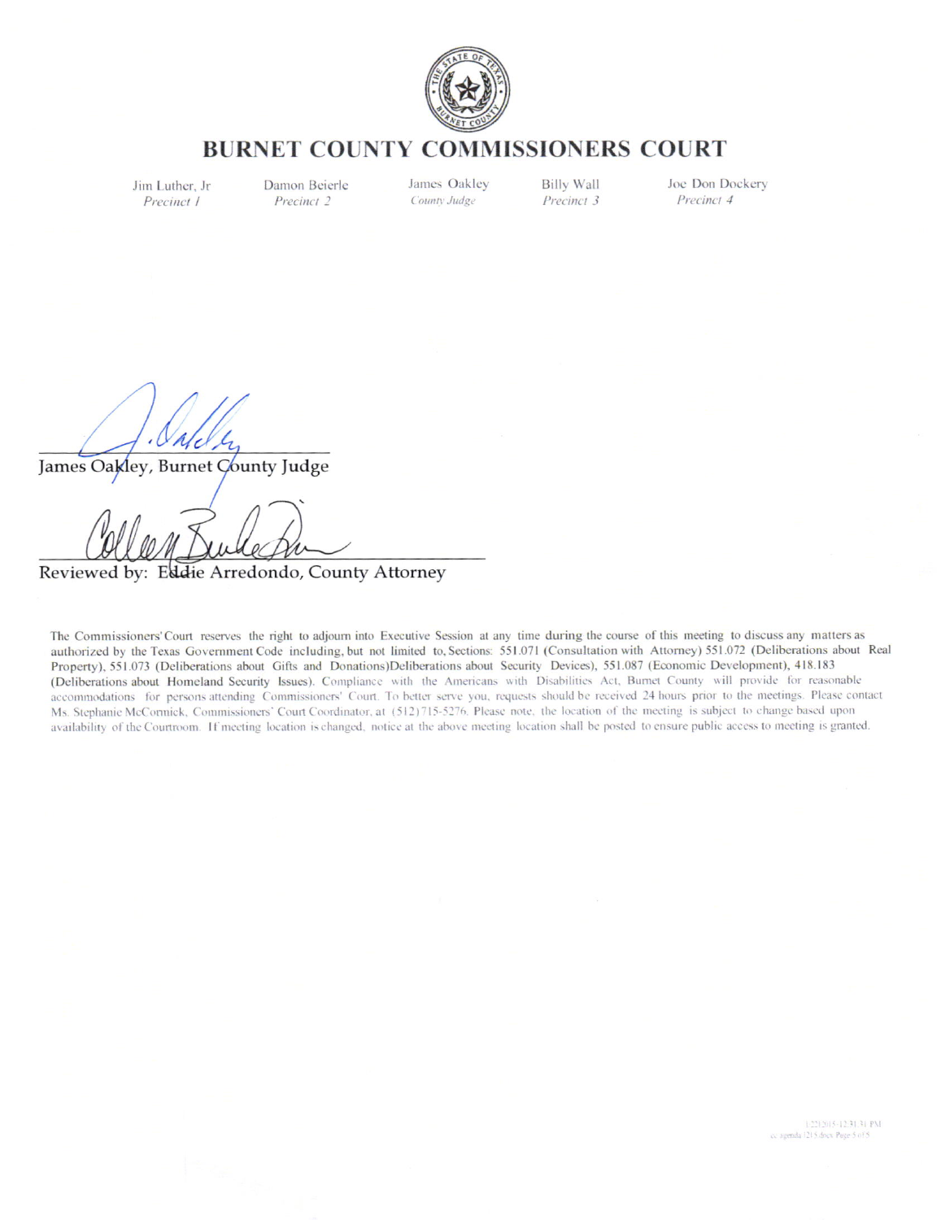# BURNET COUNTY COMMISSIONERS COURT

Jim Luther, Jr
*Precinct 1*

Damon Beierle
*Precinct 2*

James Oakley
*County Judge*

Billy Wall
*Precinct 3*

Joe Don Dockery
*Precinct 4*

James Oakley, Burnet County Judge

Reviewed by: Eddie Arredondo, County Attorney

The Commissioners' Court reserves the right to adjourn into Executive Session at any time during the course of this meeting to discuss any matters as authorized by the Texas Government Code including, but not limited to, Sections: 551.071 (Consultation with Attorney) 551.072 (Deliberations about Real Property), 551.073 (Deliberations about Gifts and Donations)Deliberations about Security Devices), 551.087 (Economic Development), 418.183 (Deliberations about Homeland Security Issues). Compliance with the Americans with Disabilities Act, Burnet County will provide for reasonable accommodations for persons attending Commissioners' Court. To better serve you, requests should be received 24 hours prior to the meetings. Please contact Ms. Stephanie McCormick, Commissioners' Court Coordinator, at (512) 715-5276. Please note, the location of the meeting is subject to change based upon availability of the Courtroom. If meeting location is changed, notice at the above meeting location shall be posted to ensure public access to meeting is granted.